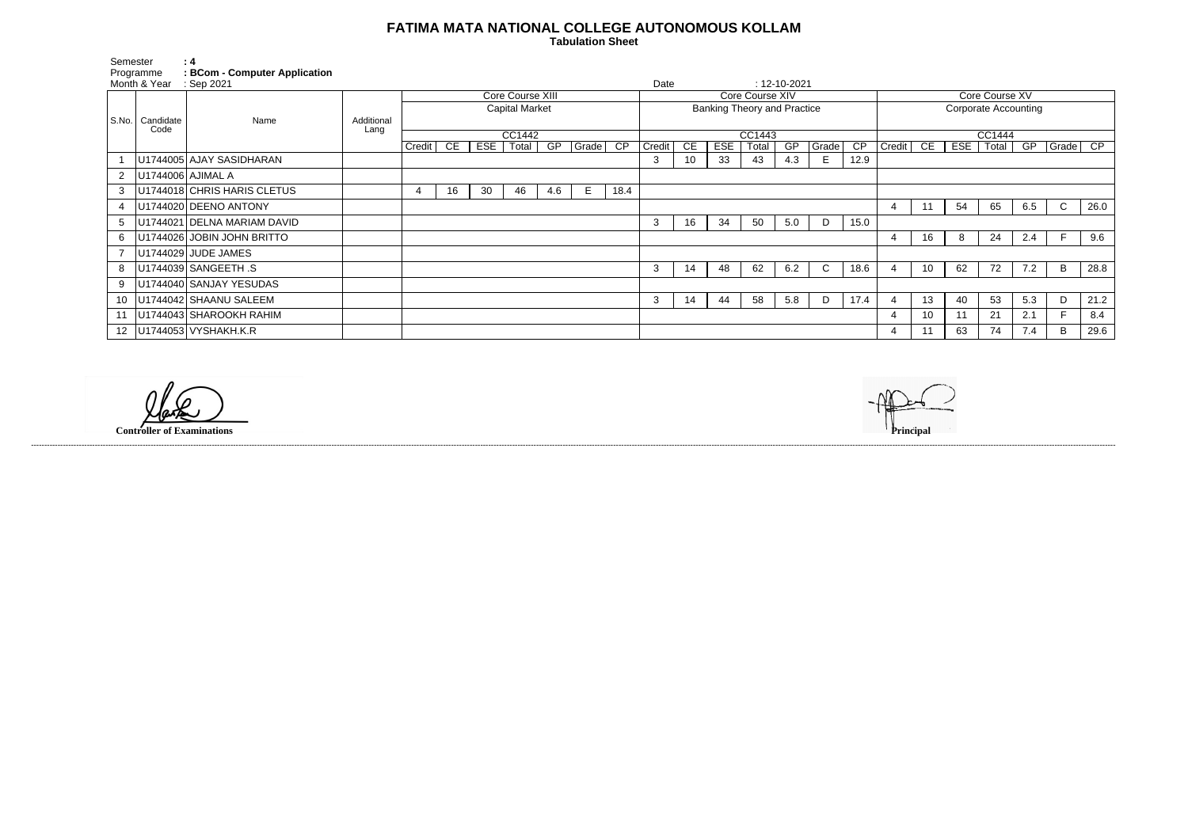# FATIMA MATA NATIONAL COLLEGE AUTONOMOUS KOLLAM

**Tabulation Sheet**

Semester : 4
Programme : BCom - Computer Application
Month & Year : Sep 2021
Date : 12-10-2021

| S.No. | Candidate Code | Name | Additional Lang | Core Course XIII | | | | | | | Core Course XIV | | | | | | | Core Course XV | | | | | | |
|---|---|---|---|---|---|---|---|---|---|---|---|---|---|---|---|---|---|---|---|---|---|---|---|---|
| | | | | Capital Market | | | | | | | Banking Theory and Practice | | | | | | | Corporate Accounting | | | | | | |
| | | | | CC1442 | | | | | | | CC1443 | | | | | | | CC1444 | | | | | | |
| | | | | Credit | CE | ESE | Total | GP | Grade | CP | Credit | CE | ESE | Total | GP | Grade | CP | Credit | CE | ESE | Total | GP | Grade | CP |
| 1 | U1744005 | AJAY SASIDHARAN | | | | | | | | | 3 | 10 | 33 | 43 | 4.3 | E | 12.9 | | | | | | | |
| 2 | U1744006 | AJIMAL A | | | | | | | | | | | | | | | | | | | | | | |
| 3 | U1744018 | CHRIS HARIS CLETUS | | 4 | 16 | 30 | 46 | 4.6 | E | 18.4 | | | | | | | | | | | | | | |
| 4 | U1744020 | DEENO ANTONY | | | | | | | | | | | | | | | | 4 | 11 | 54 | 65 | 6.5 | C | 26.0 |
| 5 | U1744021 | DELNA MARIAM DAVID | | | | | | | | | 3 | 16 | 34 | 50 | 5.0 | D | 15.0 | | | | | | | |
| 6 | U1744026 | JOBIN JOHN BRITTO | | | | | | | | | | | | | | | | 4 | 16 | 8 | 24 | 2.4 | F | 9.6 |
| 7 | U1744029 | JUDE JAMES | | | | | | | | | | | | | | | | | | | | | | |
| 8 | U1744039 | SANGEETH .S | | | | | | | | | 3 | 14 | 48 | 62 | 6.2 | C | 18.6 | 4 | 10 | 62 | 72 | 7.2 | B | 28.8 |
| 9 | U1744040 | SANJAY YESUDAS | | | | | | | | | | | | | | | | | | | | | | |
| 10 | U1744042 | SHAANU SALEEM | | | | | | | | | 3 | 14 | 44 | 58 | 5.8 | D | 17.4 | 4 | 13 | 40 | 53 | 5.3 | D | 21.2 |
| 11 | U1744043 | SHAROOKH RAHIM | | | | | | | | | | | | | | | | 4 | 10 | 11 | 21 | 2.1 | F | 8.4 |
| 12 | U1744053 | VYSHAKH.K.R | | | | | | | | | | | | | | | | 4 | 11 | 63 | 74 | 7.4 | B | 29.6 |

**Controller of Examinations**

**Principal**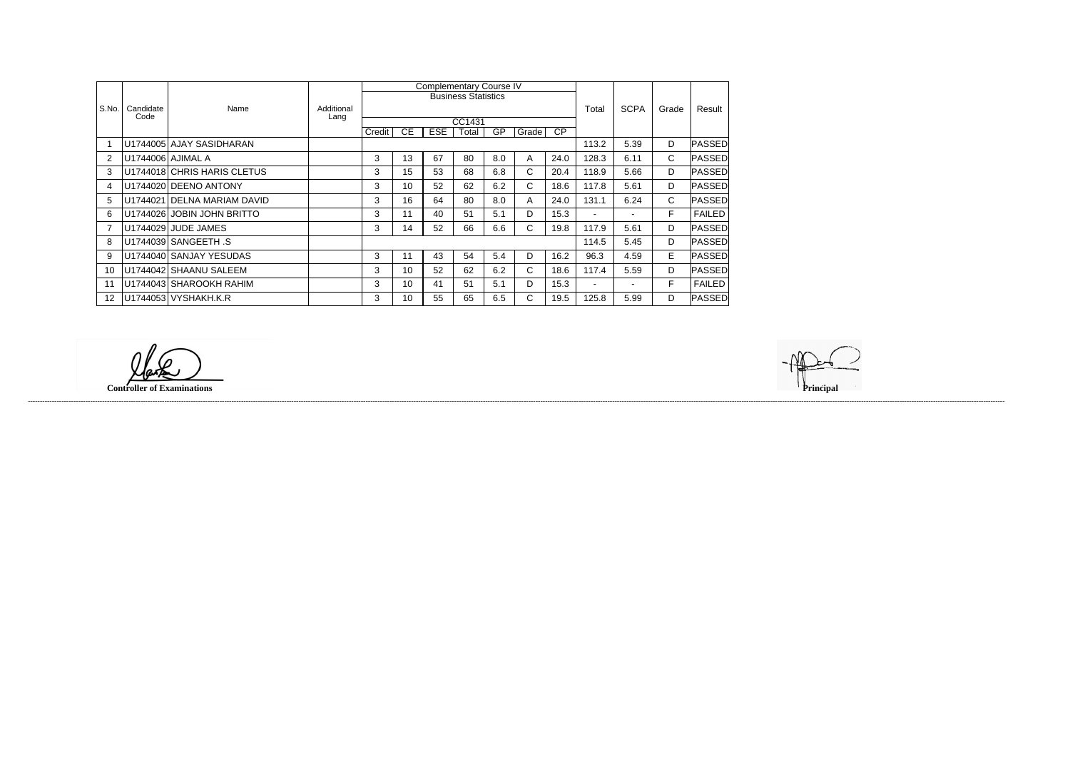| S.No. | Candidate Code | Name | Additional Lang | Complementary Course IV Business Statistics CC1431 | | | | | | | Total | SCPA | Grade | Result |
|---|---|---|---|---|---|---|---|---|---|---|---|---|---|---|
| | | | | Credit | CE | ESE | Total | GP | Grade | CP | | | | |
| 1 | U1744005 | AJAY SASIDHARAN | | | | | | | | | 113.2 | 5.39 | D | PASSED |
| 2 | U1744006 | AJIMAL A | | 3 | 13 | 67 | 80 | 8.0 | A | 24.0 | 128.3 | 6.11 | C | PASSED |
| 3 | U1744018 | CHRIS HARIS CLETUS | | 3 | 15 | 53 | 68 | 6.8 | C | 20.4 | 118.9 | 5.66 | D | PASSED |
| 4 | U1744020 | DEENO ANTONY | | 3 | 10 | 52 | 62 | 6.2 | C | 18.6 | 117.8 | 5.61 | D | PASSED |
| 5 | U1744021 | DELNA MARIAM DAVID | | 3 | 16 | 64 | 80 | 8.0 | A | 24.0 | 131.1 | 6.24 | C | PASSED |
| 6 | U1744026 | JOBIN JOHN BRITTO | | 3 | 11 | 40 | 51 | 5.1 | D | 15.3 | - | - | F | FAILED |
| 7 | U1744029 | JUDE JAMES | | 3 | 14 | 52 | 66 | 6.6 | C | 19.8 | 117.9 | 5.61 | D | PASSED |
| 8 | U1744039 | SANGEETH .S | | | | | | | | | 114.5 | 5.45 | D | PASSED |
| 9 | U1744040 | SANJAY YESUDAS | | 3 | 11 | 43 | 54 | 5.4 | D | 16.2 | 96.3 | 4.59 | E | PASSED |
| 10 | U1744042 | SHAANU SALEEM | | 3 | 10 | 52 | 62 | 6.2 | C | 18.6 | 117.4 | 5.59 | D | PASSED |
| 11 | U1744043 | SHAROOKH RAHIM | | 3 | 10 | 41 | 51 | 5.1 | D | 15.3 | - | - | F | FAILED |
| 12 | U1744053 | VYSHAKH.K.R | | 3 | 10 | 55 | 65 | 6.5 | C | 19.5 | 125.8 | 5.99 | D | PASSED |

**Controller of Examinations**

**Principal**